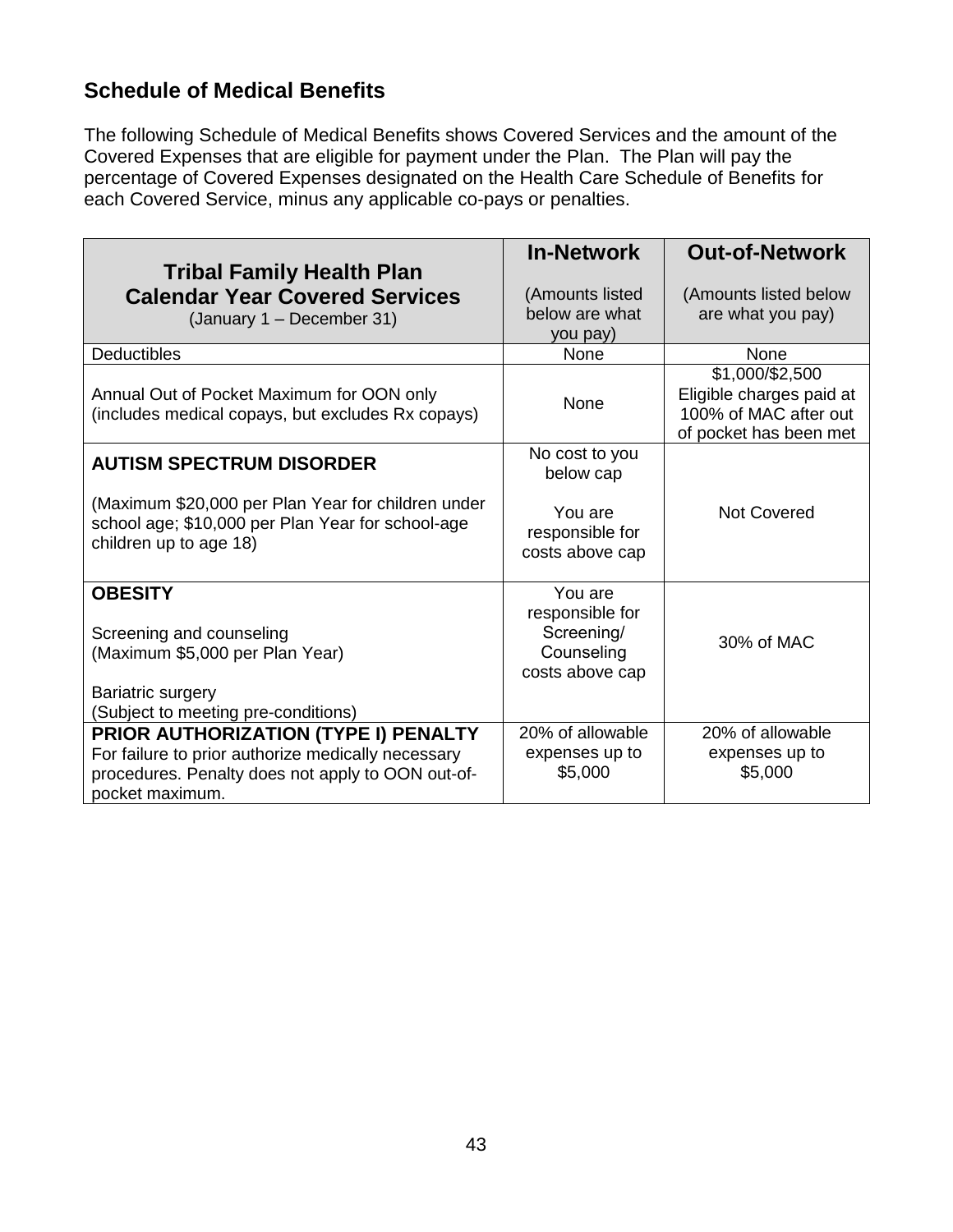## Schedule of Medical Benefits

The following Schedule of Medical Benefits shows Covered Services and the amount of the Covered Expenses that are eligible for payment under the Plan. The Plan will pay the percentage of Covered Expenses designated on the Health Care Schedule of Benefits for each Covered Service, minus any applicable co-pays or penalties.

| **Tribal Family Health Plan Calendar Year Covered Services** (January 1 – December 31) | **In-Network** (Amounts listed below are what you pay) | **Out-of-Network** (Amounts listed below are what you pay) |
|---|---|---|
| Deductibles | None | None |
| Annual Out of Pocket Maximum for OON only (includes medical copays, but excludes Rx copays) | None | $1,000/$2,500 Eligible charges paid at 100% of MAC after out of pocket has been met |
| **AUTISM SPECTRUM DISORDER**<br><br>(Maximum $20,000 per Plan Year for children under school age; $10,000 per Plan Year for school-age children up to age 18) | No cost to you below cap<br><br>You are responsible for costs above cap | Not Covered |
| **OBESITY**<br><br>Screening and counseling (Maximum $5,000 per Plan Year)<br><br>Bariatric surgery (Subject to meeting pre-conditions) | You are responsible for Screening/ Counseling costs above cap | 30% of MAC |
| **PRIOR AUTHORIZATION (TYPE I) PENALTY** For failure to prior authorize medically necessary procedures. Penalty does not apply to OON out-of-pocket maximum. | 20% of allowable expenses up to $5,000 | 20% of allowable expenses up to $5,000 |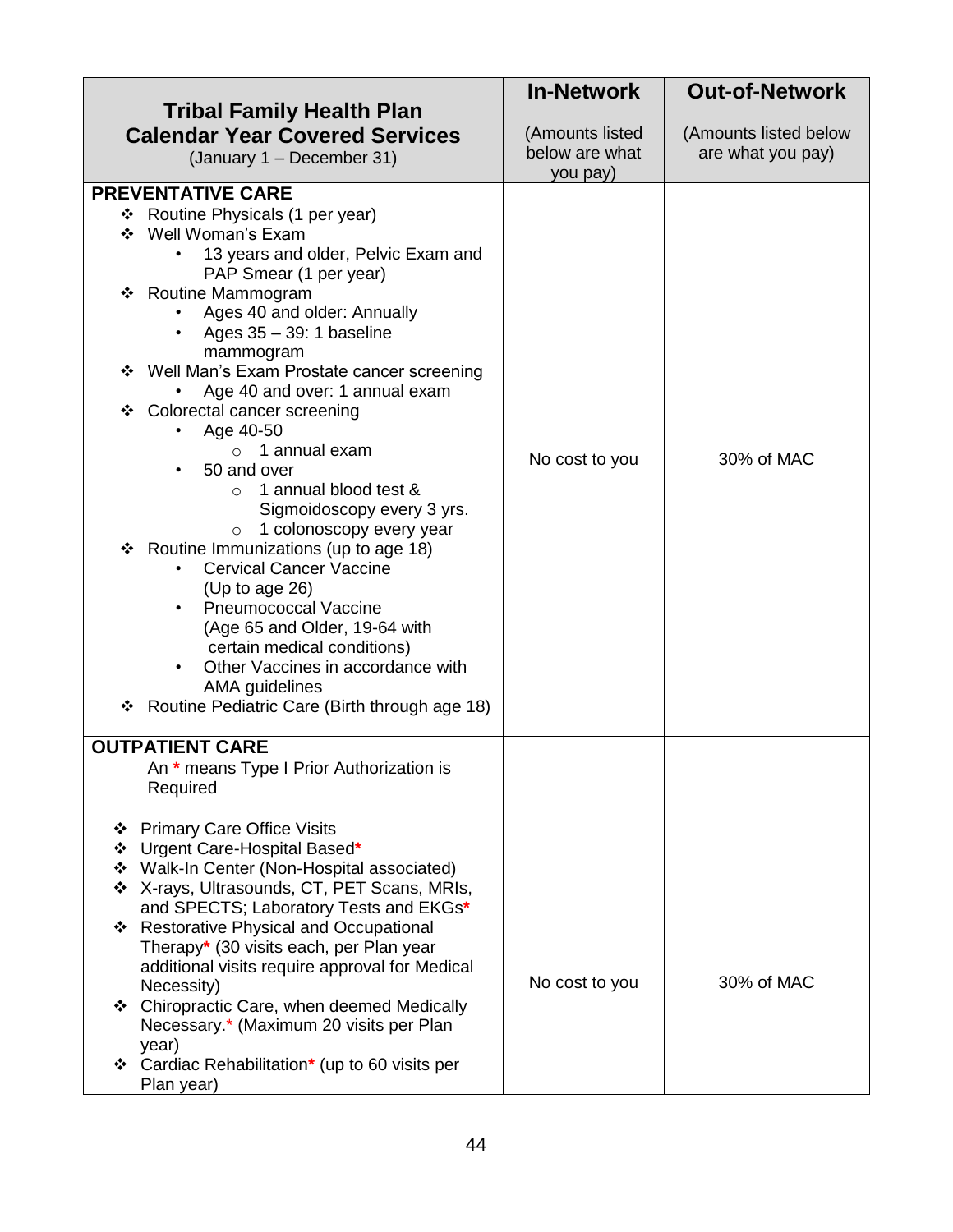| **Tribal Family Health Plan Calendar Year Covered Services** (January 1 – December 31) | **In-Network** (Amounts listed below are what you pay) | **Out-of-Network** (Amounts listed below are what you pay) |
|---|---|---|
| **PREVENTATIVE CARE**<br>❖ Routine Physicals (1 per year)<br>❖ Well Woman's Exam<br>• 13 years and older, Pelvic Exam and PAP Smear (1 per year)<br>❖ Routine Mammogram<br>• Ages 40 and older: Annually<br>• Ages 35 – 39: 1 baseline mammogram<br>❖ Well Man's Exam Prostate cancer screening<br>• Age 40 and over: 1 annual exam<br>❖ Colorectal cancer screening<br>• Age 40-50<br>○ 1 annual exam<br>• 50 and over<br>○ 1 annual blood test & Sigmoidoscopy every 3 yrs.<br>○ 1 colonoscopy every year<br>❖ Routine Immunizations (up to age 18)<br>• Cervical Cancer Vaccine (Up to age 26)<br>• Pneumococcal Vaccine (Age 65 and Older, 19-64 with certain medical conditions)<br>• Other Vaccines in accordance with AMA guidelines<br>❖ Routine Pediatric Care (Birth through age 18) | No cost to you | 30% of MAC |
| **OUTPATIENT CARE**<br>An * means Type I Prior Authorization is Required<br>❖ Primary Care Office Visits<br>❖ Urgent Care-Hospital Based*<br>❖ Walk-In Center (Non-Hospital associated)<br>❖ X-rays, Ultrasounds, CT, PET Scans, MRIs, and SPECTS; Laboratory Tests and EKGs*<br>❖ Restorative Physical and Occupational Therapy* (30 visits each, per Plan year additional visits require approval for Medical Necessity)<br>❖ Chiropractic Care, when deemed Medically Necessary.* (Maximum 20 visits per Plan year)<br>❖ Cardiac Rehabilitation* (up to 60 visits per Plan year) | No cost to you | 30% of MAC |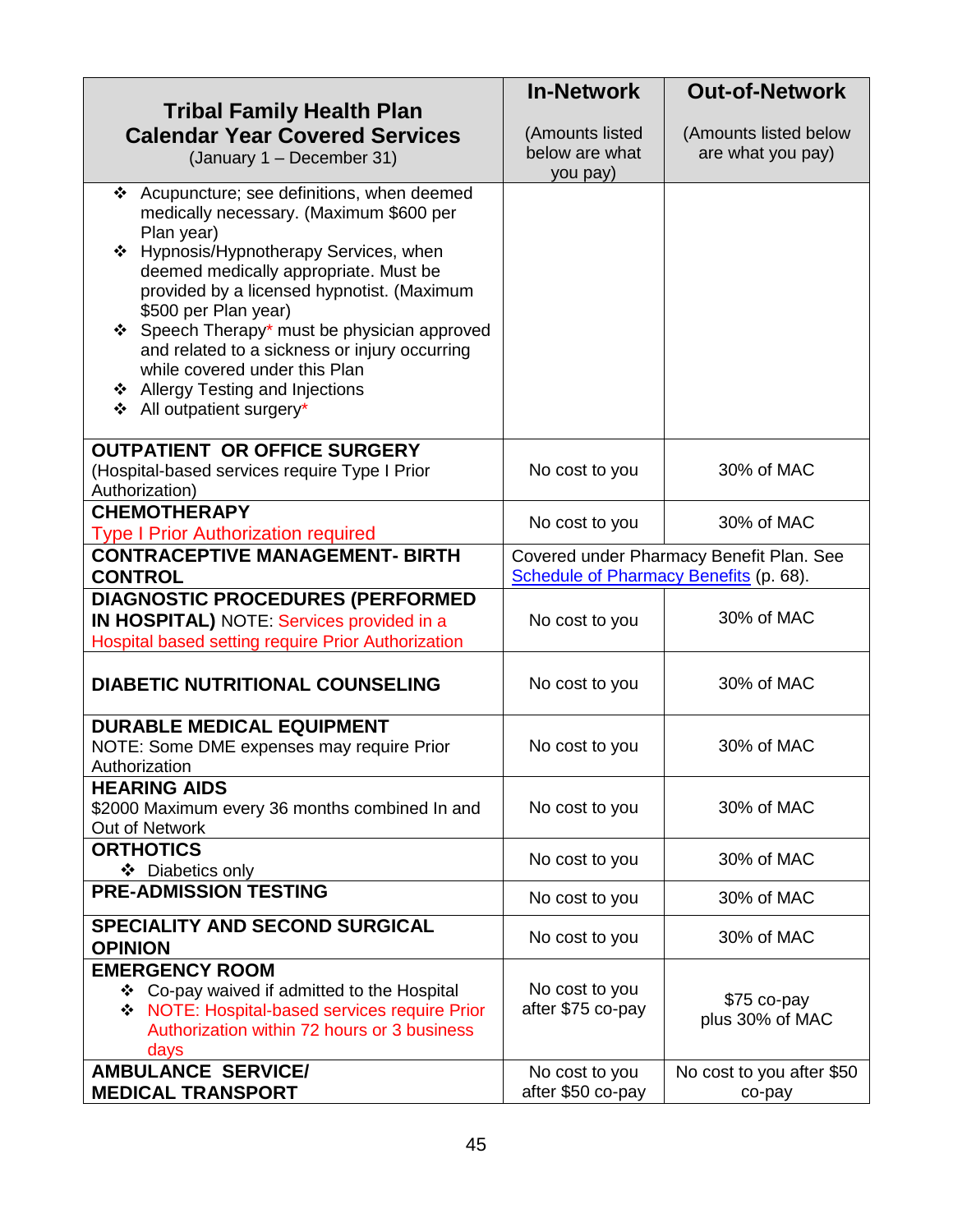| Tribal Family Health Plan<br>Calendar Year Covered Services<br>(January 1 – December 31) | In-Network<br>(Amounts listed below are what you pay) | Out-of-Network<br>(Amounts listed below are what you pay) |
|---|---|---|
| ❖ Acupuncture; see definitions, when deemed medically necessary. (Maximum $600 per Plan year)<br>❖ Hypnosis/Hypnotherapy Services, when deemed medically appropriate. Must be provided by a licensed hypnotist. (Maximum $500 per Plan year)<br>❖ Speech Therapy* must be physician approved and related to a sickness or injury occurring while covered under this Plan<br>❖ Allergy Testing and Injections<br>❖ All outpatient surgery* | | |
| **OUTPATIENT OR OFFICE SURGERY**<br>(Hospital-based services require Type I Prior Authorization) | No cost to you | 30% of MAC |
| **CHEMOTHERAPY**<br>Type I Prior Authorization required | No cost to you | 30% of MAC |
| **CONTRACEPTIVE MANAGEMENT- BIRTH CONTROL** | Covered under Pharmacy Benefit Plan. See Schedule of Pharmacy Benefits (p. 68). | |
| **DIAGNOSTIC PROCEDURES (PERFORMED IN HOSPITAL)** NOTE: Services provided in a Hospital based setting require Prior Authorization | No cost to you | 30% of MAC |
| **DIABETIC NUTRITIONAL COUNSELING** | No cost to you | 30% of MAC |
| **DURABLE MEDICAL EQUIPMENT**<br>NOTE: Some DME expenses may require Prior Authorization | No cost to you | 30% of MAC |
| **HEARING AIDS**<br>$2000 Maximum every 36 months combined In and Out of Network | No cost to you | 30% of MAC |
| **ORTHOTICS**<br>❖ Diabetics only | No cost to you | 30% of MAC |
| **PRE-ADMISSION TESTING** | No cost to you | 30% of MAC |
| **SPECIALITY AND SECOND SURGICAL OPINION** | No cost to you | 30% of MAC |
| **EMERGENCY ROOM**<br>❖ Co-pay waived if admitted to the Hospital<br>❖ NOTE: Hospital-based services require Prior Authorization within 72 hours or 3 business days | No cost to you after $75 co-pay | $75 co-pay plus 30% of MAC |
| **AMBULANCE SERVICE/ MEDICAL TRANSPORT** | No cost to you after $50 co-pay | No cost to you after $50 co-pay |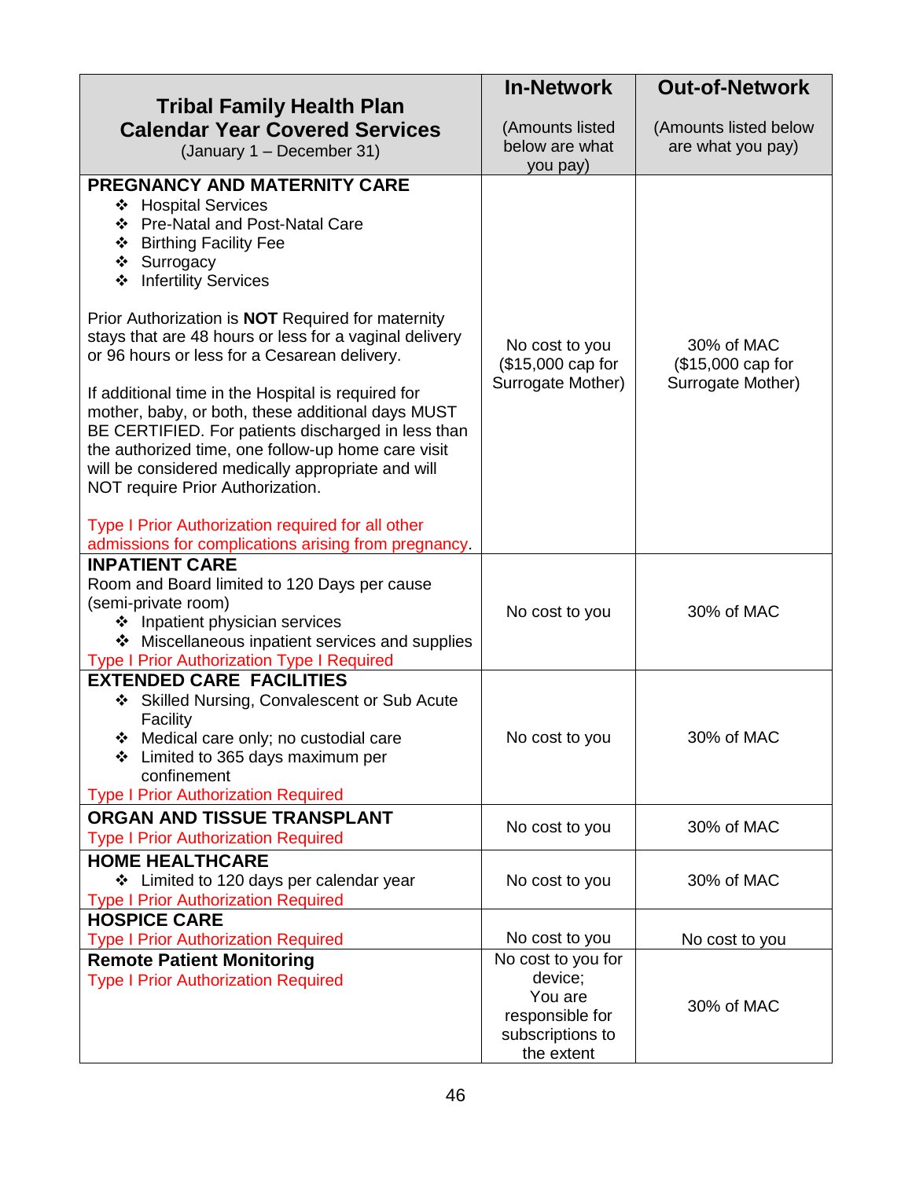| **Tribal Family Health Plan Calendar Year Covered Services** (January 1 – December 31) | **In-Network** (Amounts listed below are what you pay) | **Out-of-Network** (Amounts listed below are what you pay) |
|---|---|---|
| **PREGNANCY AND MATERNITY CARE**<br>❖ Hospital Services<br>❖ Pre-Natal and Post-Natal Care<br>❖ Birthing Facility Fee<br>❖ Surrogacy<br>❖ Infertility Services<br><br>Prior Authorization is **NOT** Required for maternity stays that are 48 hours or less for a vaginal delivery or 96 hours or less for a Cesarean delivery.<br><br>If additional time in the Hospital is required for mother, baby, or both, these additional days MUST BE CERTIFIED. For patients discharged in less than the authorized time, one follow-up home care visit will be considered medically appropriate and will NOT require Prior Authorization.<br><br>Type I Prior Authorization required for all other admissions for complications arising from pregnancy. | No cost to you ($15,000 cap for Surrogate Mother) | 30% of MAC ($15,000 cap for Surrogate Mother) |
| **INPATIENT CARE**<br>Room and Board limited to 120 Days per cause (semi-private room)<br>❖ Inpatient physician services<br>❖ Miscellaneous inpatient services and supplies<br>Type I Prior Authorization Type I Required | No cost to you | 30% of MAC |
| **EXTENDED CARE FACILITIES**<br>❖ Skilled Nursing, Convalescent or Sub Acute Facility<br>❖ Medical care only; no custodial care<br>❖ Limited to 365 days maximum per confinement<br>Type I Prior Authorization Required | No cost to you | 30% of MAC |
| **ORGAN AND TISSUE TRANSPLANT**<br>Type I Prior Authorization Required | No cost to you | 30% of MAC |
| **HOME HEALTHCARE**<br>❖ Limited to 120 days per calendar year<br>Type I Prior Authorization Required | No cost to you | 30% of MAC |
| **HOSPICE CARE**<br>Type I Prior Authorization Required | No cost to you | No cost to you |
| **Remote Patient Monitoring**<br>Type I Prior Authorization Required | No cost to you for device; You are responsible for subscriptions to the extent | 30% of MAC |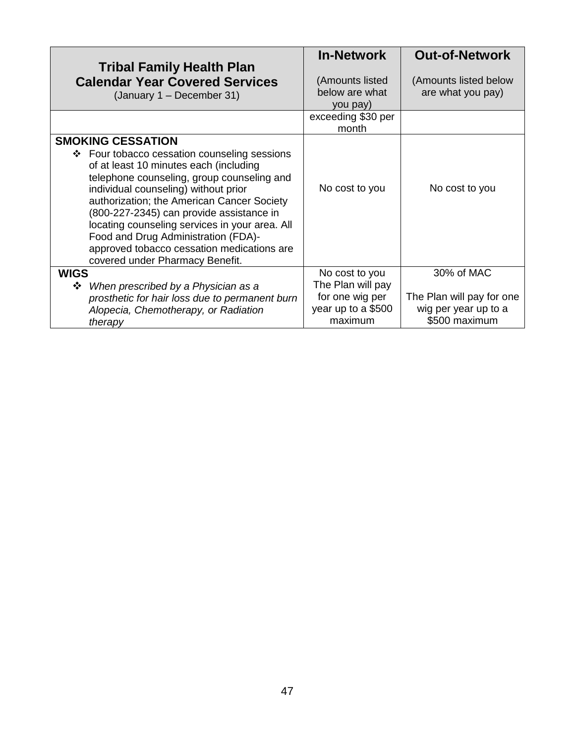| **Tribal Family Health Plan Calendar Year Covered Services** (January 1 – December 31) | **In-Network** (Amounts listed below are what you pay) | **Out-of-Network** (Amounts listed below are what you pay) |
|---|---|---|
| | exceeding $30 per month | |
| **SMOKING CESSATION**<br>❖ Four tobacco cessation counseling sessions of at least 10 minutes each (including telephone counseling, group counseling and individual counseling) without prior authorization; the American Cancer Society (800-227-2345) can provide assistance in locating counseling services in your area. All Food and Drug Administration (FDA)-approved tobacco cessation medications are covered under Pharmacy Benefit. | No cost to you | No cost to you |
| **WIGS**<br>❖ *When prescribed by a Physician as a prosthetic for hair loss due to permanent burn Alopecia, Chemotherapy, or Radiation therapy* | No cost to you<br>The Plan will pay for one wig per year up to a $500 maximum | 30% of MAC<br><br>The Plan will pay for one wig per year up to a $500 maximum |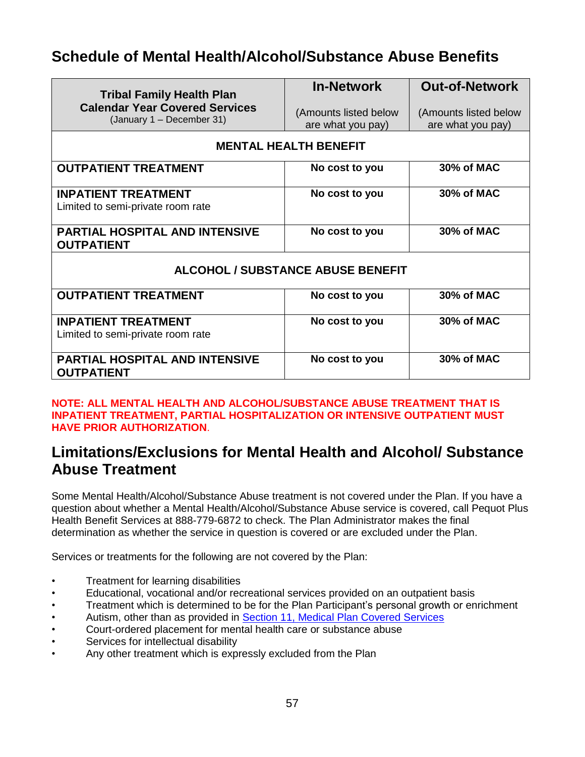## Schedule of Mental Health/Alcohol/Substance Abuse Benefits

| **Tribal Family Health Plan Calendar Year Covered Services** (January 1 – December 31) | **In-Network** (Amounts listed below are what you pay) | **Out-of-Network** (Amounts listed below are what you pay) |
|---|---|---|
| **MENTAL HEALTH BENEFIT** | | |
| **OUTPATIENT TREATMENT** | **No cost to you** | **30% of MAC** |
| **INPATIENT TREATMENT** Limited to semi-private room rate | **No cost to you** | **30% of MAC** |
| **PARTIAL HOSPITAL AND INTENSIVE OUTPATIENT** | **No cost to you** | **30% of MAC** |
| **ALCOHOL / SUBSTANCE ABUSE BENEFIT** | | |
| **OUTPATIENT TREATMENT** | **No cost to you** | **30% of MAC** |
| **INPATIENT TREATMENT** Limited to semi-private room rate | **No cost to you** | **30% of MAC** |
| **PARTIAL HOSPITAL AND INTENSIVE OUTPATIENT** | **No cost to you** | **30% of MAC** |

**NOTE: ALL MENTAL HEALTH AND ALCOHOL/SUBSTANCE ABUSE TREATMENT THAT IS INPATIENT TREATMENT, PARTIAL HOSPITALIZATION OR INTENSIVE OUTPATIENT MUST HAVE PRIOR AUTHORIZATION**.

## Limitations/Exclusions for Mental Health and Alcohol/ Substance Abuse Treatment

Some Mental Health/Alcohol/Substance Abuse treatment is not covered under the Plan. If you have a question about whether a Mental Health/Alcohol/Substance Abuse service is covered, call Pequot Plus Health Benefit Services at 888-779-6872 to check. The Plan Administrator makes the final determination as whether the service in question is covered or are excluded under the Plan.

Services or treatments for the following are not covered by the Plan:

- Treatment for learning disabilities
- Educational, vocational and/or recreational services provided on an outpatient basis
- Treatment which is determined to be for the Plan Participant's personal growth or enrichment
- Autism, other than as provided in Section 11, Medical Plan Covered Services
- Court-ordered placement for mental health care or substance abuse
- Services for intellectual disability
- Any other treatment which is expressly excluded from the Plan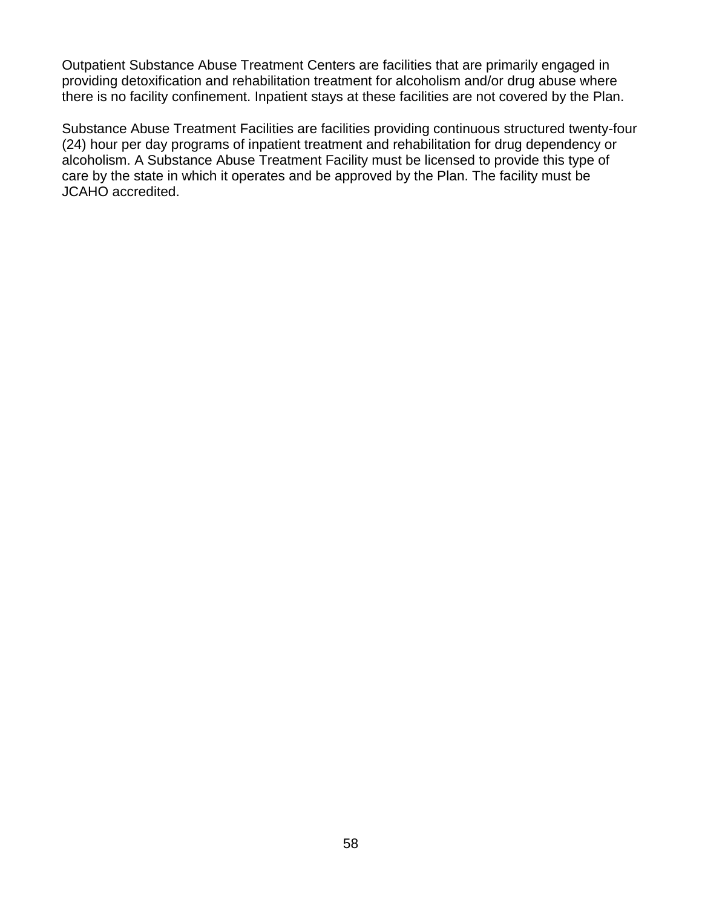Outpatient Substance Abuse Treatment Centers are facilities that are primarily engaged in providing detoxification and rehabilitation treatment for alcoholism and/or drug abuse where there is no facility confinement. Inpatient stays at these facilities are not covered by the Plan.

Substance Abuse Treatment Facilities are facilities providing continuous structured twenty-four (24) hour per day programs of inpatient treatment and rehabilitation for drug dependency or alcoholism. A Substance Abuse Treatment Facility must be licensed to provide this type of care by the state in which it operates and be approved by the Plan. The facility must be JCAHO accredited.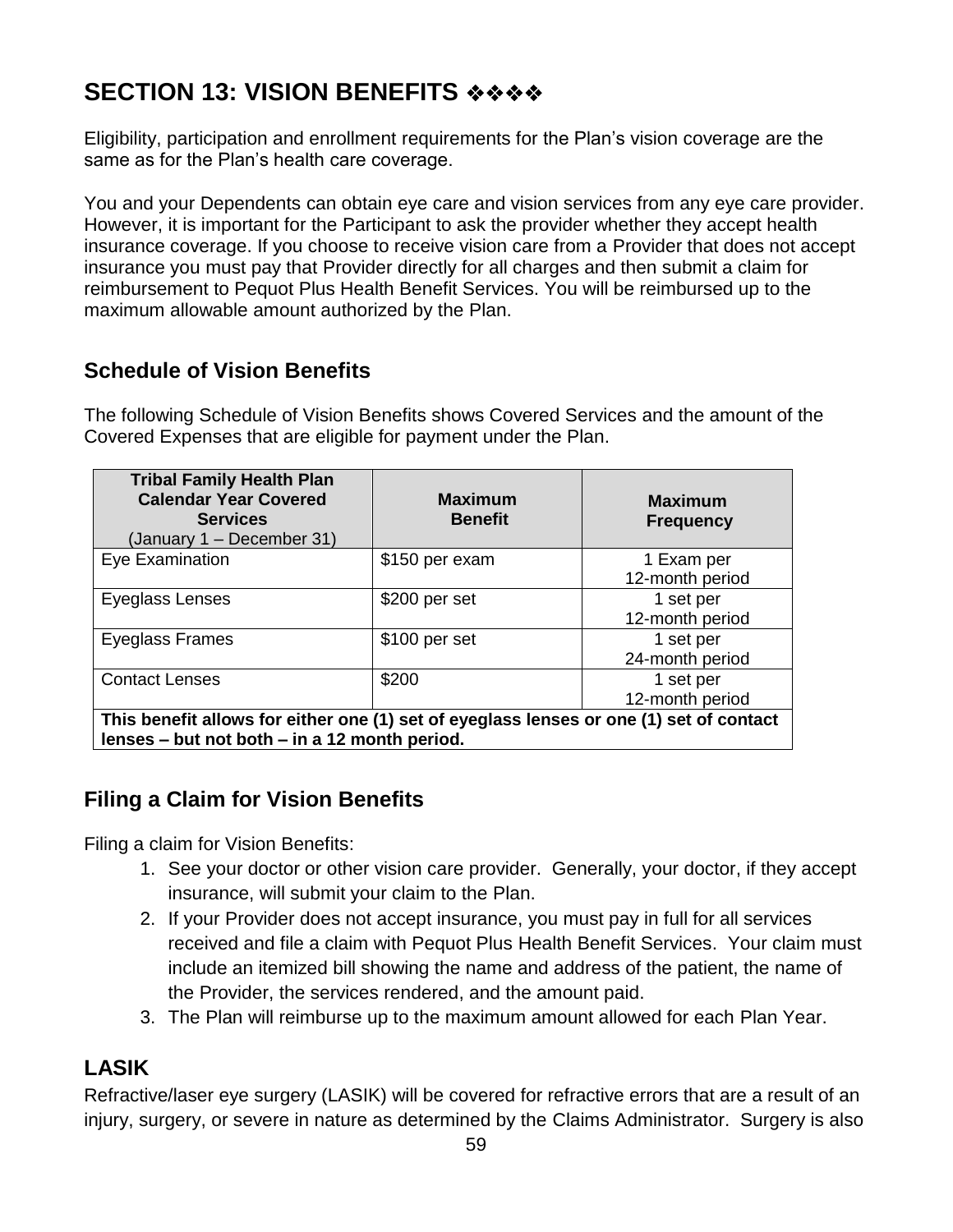# SECTION 13: VISION BENEFITS ❖❖❖❖

Eligibility, participation and enrollment requirements for the Plan's vision coverage are the same as for the Plan's health care coverage.

You and your Dependents can obtain eye care and vision services from any eye care provider. However, it is important for the Participant to ask the provider whether they accept health insurance coverage. If you choose to receive vision care from a Provider that does not accept insurance you must pay that Provider directly for all charges and then submit a claim for reimbursement to Pequot Plus Health Benefit Services. You will be reimbursed up to the maximum allowable amount authorized by the Plan.

## Schedule of Vision Benefits

The following Schedule of Vision Benefits shows Covered Services and the amount of the Covered Expenses that are eligible for payment under the Plan.

| **Tribal Family Health Plan Calendar Year Covered Services** (January 1 – December 31) | **Maximum Benefit** | **Maximum Frequency** |
|---|---|---|
| Eye Examination | $150 per exam | 1 Exam per 12-month period |
| Eyeglass Lenses | $200 per set | 1 set per 12-month period |
| Eyeglass Frames | $100 per set | 1 set per 24-month period |
| Contact Lenses | $200 | 1 set per 12-month period |
| **This benefit allows for either one (1) set of eyeglass lenses or one (1) set of contact lenses – but not both – in a 12 month period.** | | |

## Filing a Claim for Vision Benefits

Filing a claim for Vision Benefits:

1. See your doctor or other vision care provider. Generally, your doctor, if they accept insurance, will submit your claim to the Plan.
2. If your Provider does not accept insurance, you must pay in full for all services received and file a claim with Pequot Plus Health Benefit Services. Your claim must include an itemized bill showing the name and address of the patient, the name of the Provider, the services rendered, and the amount paid.
3. The Plan will reimburse up to the maximum amount allowed for each Plan Year.

## LASIK

Refractive/laser eye surgery (LASIK) will be covered for refractive errors that are a result of an injury, surgery, or severe in nature as determined by the Claims Administrator. Surgery is also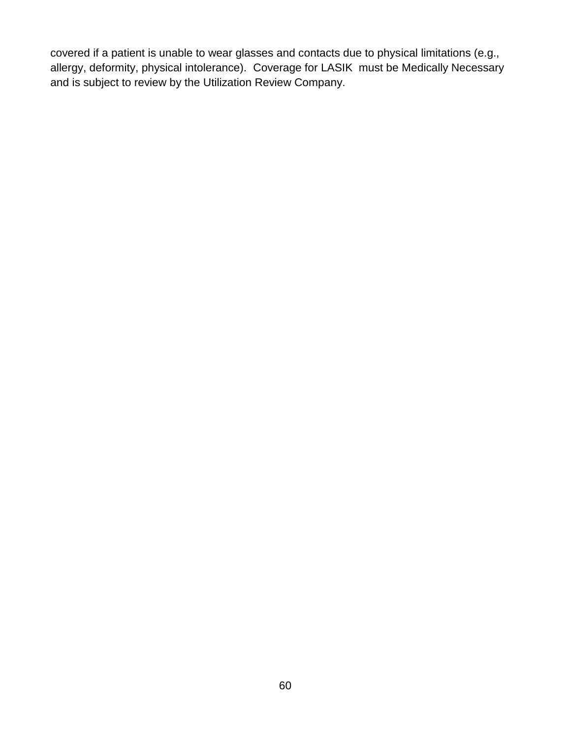covered if a patient is unable to wear glasses and contacts due to physical limitations (e.g., allergy, deformity, physical intolerance). Coverage for LASIK must be Medically Necessary and is subject to review by the Utilization Review Company.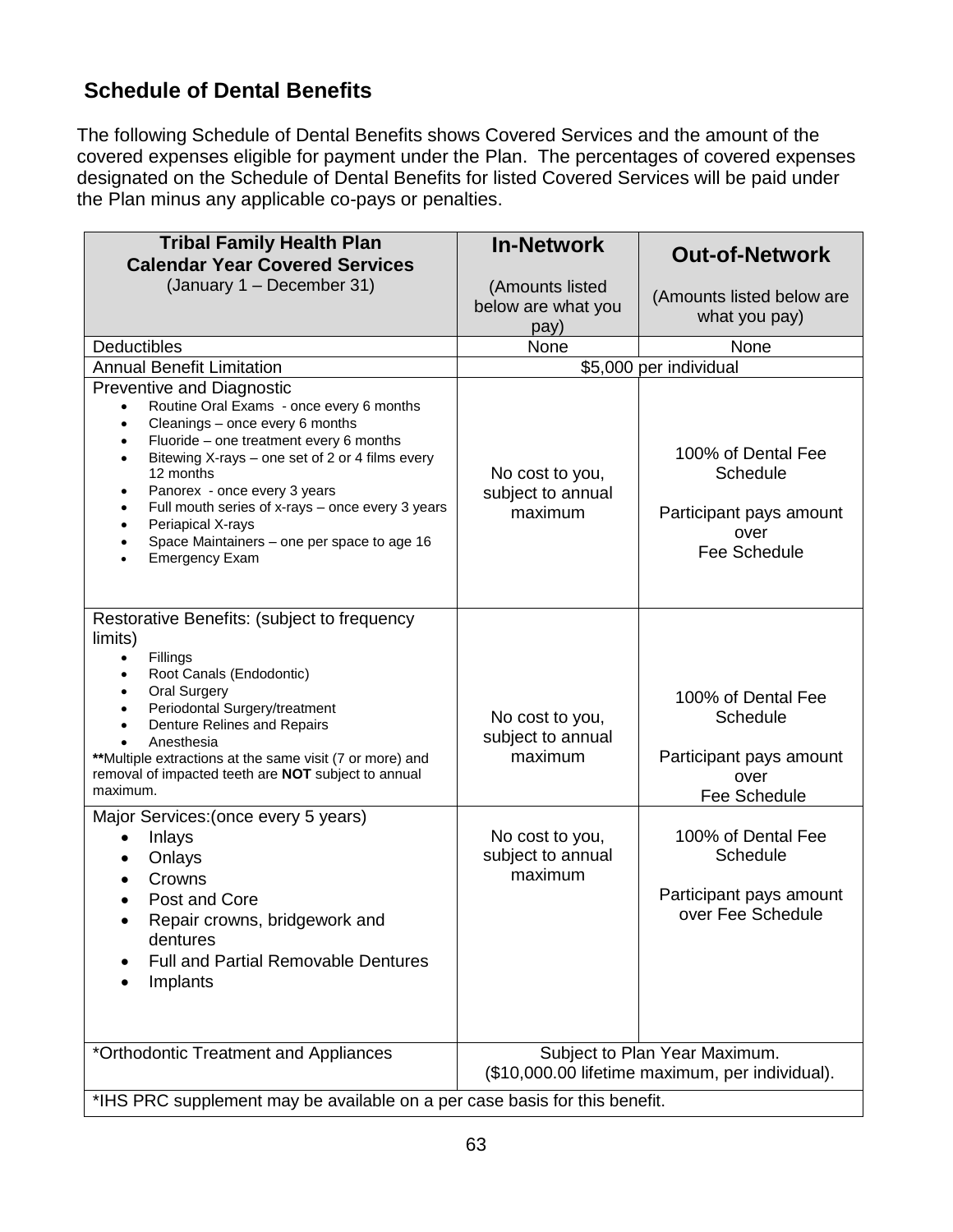## Schedule of Dental Benefits

The following Schedule of Dental Benefits shows Covered Services and the amount of the covered expenses eligible for payment under the Plan. The percentages of covered expenses designated on the Schedule of Dental Benefits for listed Covered Services will be paid under the Plan minus any applicable co-pays or penalties.

| **Tribal Family Health Plan Calendar Year Covered Services** (January 1 – December 31) | **In-Network** (Amounts listed below are what you pay) | **Out-of-Network** (Amounts listed below are what you pay) |
|---|---|---|
| Deductibles | None | None |
| Annual Benefit Limitation | $5,000 per individual | |
| Preventive and Diagnostic<br>• Routine Oral Exams - once every 6 months<br>• Cleanings – once every 6 months<br>• Fluoride – one treatment every 6 months<br>• Bitewing X-rays – one set of 2 or 4 films every 12 months<br>• Panorex - once every 3 years<br>• Full mouth series of x-rays – once every 3 years<br>• Periapical X-rays<br>• Space Maintainers – one per space to age 16<br>• Emergency Exam | No cost to you, subject to annual maximum | 100% of Dental Fee Schedule<br><br>Participant pays amount over Fee Schedule |
| Restorative Benefits: (subject to frequency limits)<br>• Fillings<br>• Root Canals (Endodontic)<br>• Oral Surgery<br>• Periodontal Surgery/treatment<br>• Denture Relines and Repairs<br>• Anesthesia<br>**Multiple extractions at the same visit (7 or more) and removal of impacted teeth are **NOT** subject to annual maximum. | No cost to you, subject to annual maximum | 100% of Dental Fee Schedule<br><br>Participant pays amount over Fee Schedule |
| Major Services:(once every 5 years)<br>• Inlays<br>• Onlays<br>• Crowns<br>• Post and Core<br>• Repair crowns, bridgework and dentures<br>• Full and Partial Removable Dentures<br>• Implants | No cost to you, subject to annual maximum | 100% of Dental Fee Schedule<br><br>Participant pays amount over Fee Schedule |
| *Orthodontic Treatment and Appliances | Subject to Plan Year Maximum. ($10,000.00 lifetime maximum, per individual). | |
| *IHS PRC supplement may be available on a per case basis for this benefit. | | |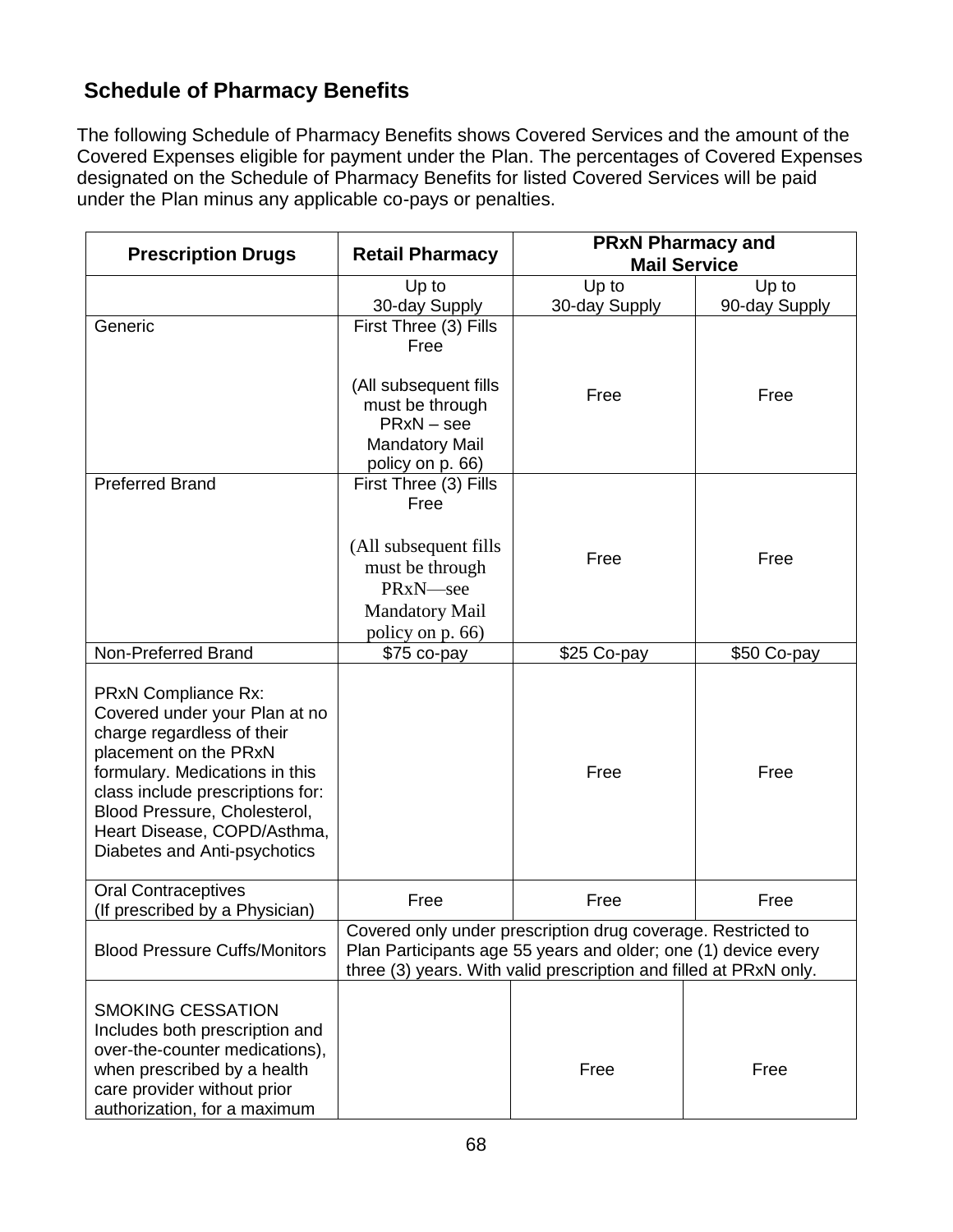## Schedule of Pharmacy Benefits

The following Schedule of Pharmacy Benefits shows Covered Services and the amount of the Covered Expenses eligible for payment under the Plan. The percentages of Covered Expenses designated on the Schedule of Pharmacy Benefits for listed Covered Services will be paid under the Plan minus any applicable co-pays or penalties.

| Prescription Drugs | Retail Pharmacy | PRxN Pharmacy and Mail Service | |
|---|---|---|---|
| | Up to 30-day Supply | Up to 30-day Supply | Up to 90-day Supply |
| Generic | First Three (3) Fills Free<br><br>(All subsequent fills must be through PRxN – see Mandatory Mail policy on p. 66) | Free | Free |
| Preferred Brand | First Three (3) Fills Free<br><br>(All subsequent fills must be through PRxN—see Mandatory Mail policy on p. 66) | Free | Free |
| Non-Preferred Brand | $75 co-pay | $25 Co-pay | $50 Co-pay |
| PRxN Compliance Rx: Covered under your Plan at no charge regardless of their placement on the PRxN formulary. Medications in this class include prescriptions for: Blood Pressure, Cholesterol, Heart Disease, COPD/Asthma, Diabetes and Anti-psychotics | | Free | Free |
| Oral Contraceptives (If prescribed by a Physician) | Free | Free | Free |
| Blood Pressure Cuffs/Monitors | Covered only under prescription drug coverage. Restricted to Plan Participants age 55 years and older; one (1) device every three (3) years. With valid prescription and filled at PRxN only. | | |
| SMOKING CESSATION Includes both prescription and over-the-counter medications), when prescribed by a health care provider without prior authorization, for a maximum | | Free | Free |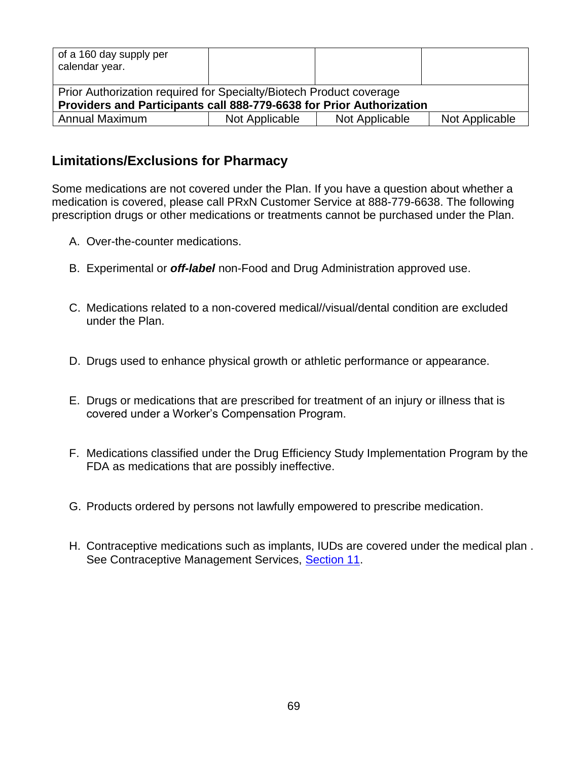| | | | |
|---|---|---|---|
| of a 160 day supply per calendar year. | | | |
| Prior Authorization required for Specialty/Biotech Product coverage **Providers and Participants call 888-779-6638 for Prior Authorization** | | | |
| Annual Maximum | Not Applicable | Not Applicable | Not Applicable |

## Limitations/Exclusions for Pharmacy

Some medications are not covered under the Plan. If you have a question about whether a medication is covered, please call PRxN Customer Service at 888-779-6638. The following prescription drugs or other medications or treatments cannot be purchased under the Plan.

A. Over-the-counter medications.

B. Experimental or ***off-label*** non-Food and Drug Administration approved use.

C. Medications related to a non-covered medical//visual/dental condition are excluded under the Plan.

D. Drugs used to enhance physical growth or athletic performance or appearance.

E. Drugs or medications that are prescribed for treatment of an injury or illness that is covered under a Worker's Compensation Program.

F. Medications classified under the Drug Efficiency Study Implementation Program by the FDA as medications that are possibly ineffective.

G. Products ordered by persons not lawfully empowered to prescribe medication.

H. Contraceptive medications such as implants, IUDs are covered under the medical plan . See Contraceptive Management Services, Section 11.